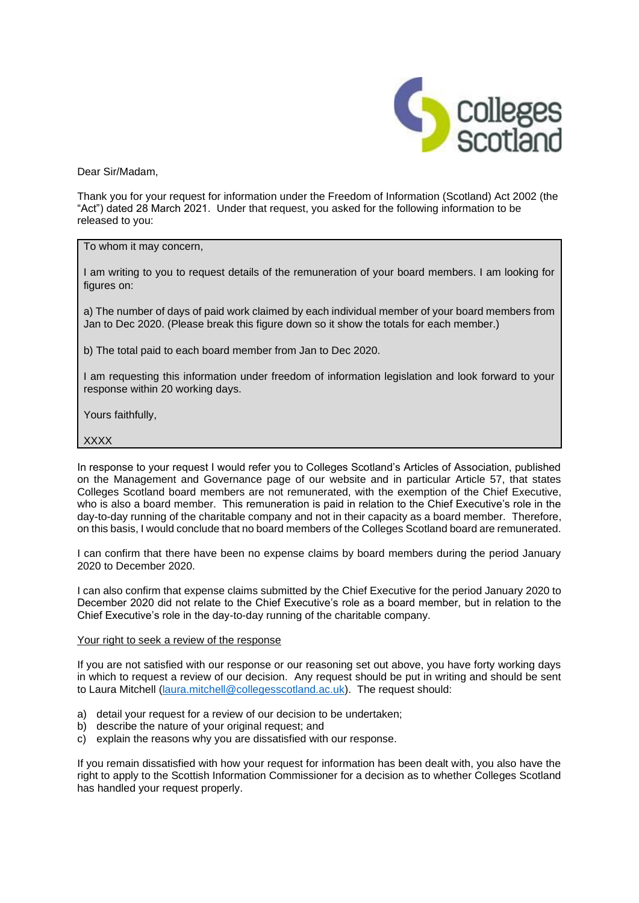Dear Sir/Madam,

Thank you for your request for information under the Freedom of Information (Scotland) Act 2002 (the "Act") dated 28 March 2021. Under that request, you asked for the following information to be released to you:

> To whom it may concern,
>
> I am writing to you to request details of the remuneration of your board members. I am looking for figures on:
>
> a) The number of days of paid work claimed by each individual member of your board members from Jan to Dec 2020. (Please break this figure down so it show the totals for each member.)
>
> b) The total paid to each board member from Jan to Dec 2020.
>
> I am requesting this information under freedom of information legislation and look forward to your response within 20 working days.
>
> Yours faithfully,
>
> XXXX

In response to your request I would refer you to Colleges Scotland's Articles of Association, published on the Management and Governance page of our website and in particular Article 57, that states Colleges Scotland board members are not remunerated, with the exemption of the Chief Executive, who is also a board member. This remuneration is paid in relation to the Chief Executive's role in the day-to-day running of the charitable company and not in their capacity as a board member. Therefore, on this basis, I would conclude that no board members of the Colleges Scotland board are remunerated.

I can confirm that there have been no expense claims by board members during the period January 2020 to December 2020.

I can also confirm that expense claims submitted by the Chief Executive for the period January 2020 to December 2020 did not relate to the Chief Executive's role as a board member, but in relation to the Chief Executive's role in the day-to-day running of the charitable company.

Your right to seek a review of the response

If you are not satisfied with our response or our reasoning set out above, you have forty working days in which to request a review of our decision. Any request should be put in writing and should be sent to Laura Mitchell (laura.mitchell@collegesscotland.ac.uk). The request should:

a) detail your request for a review of our decision to be undertaken;
b) describe the nature of your original request; and
c) explain the reasons why you are dissatisfied with our response.

If you remain dissatisfied with how your request for information has been dealt with, you also have the right to apply to the Scottish Information Commissioner for a decision as to whether Colleges Scotland has handled your request properly.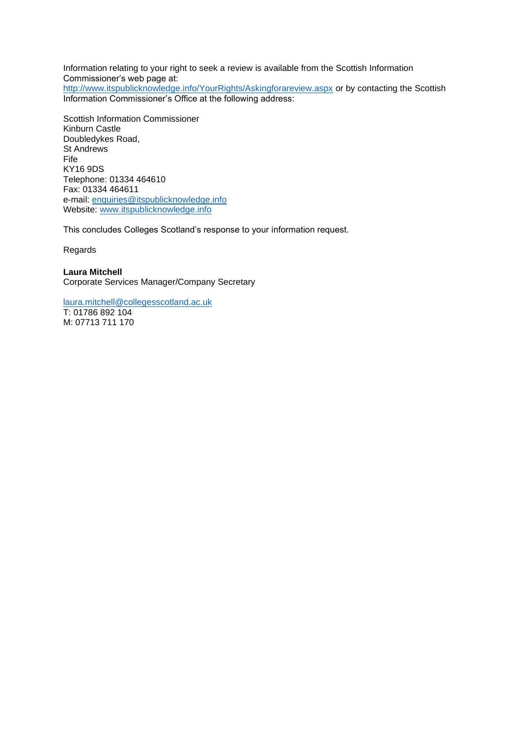Information relating to your right to seek a review is available from the Scottish Information Commissioner's web page at:
http://www.itspublicknowledge.info/YourRights/Askingforareview.aspx or by contacting the Scottish Information Commissioner's Office at the following address:

Scottish Information Commissioner
Kinburn Castle
Doubledykes Road,
St Andrews
Fife
KY16 9DS
Telephone: 01334 464610
Fax: 01334 464611
e-mail: enquiries@itspublicknowledge.info
Website: www.itspublicknowledge.info

This concludes Colleges Scotland's response to your information request.

Regards

**Laura Mitchell**
Corporate Services Manager/Company Secretary

laura.mitchell@collegesscotland.ac.uk
T: 01786 892 104
M: 07713 711 170